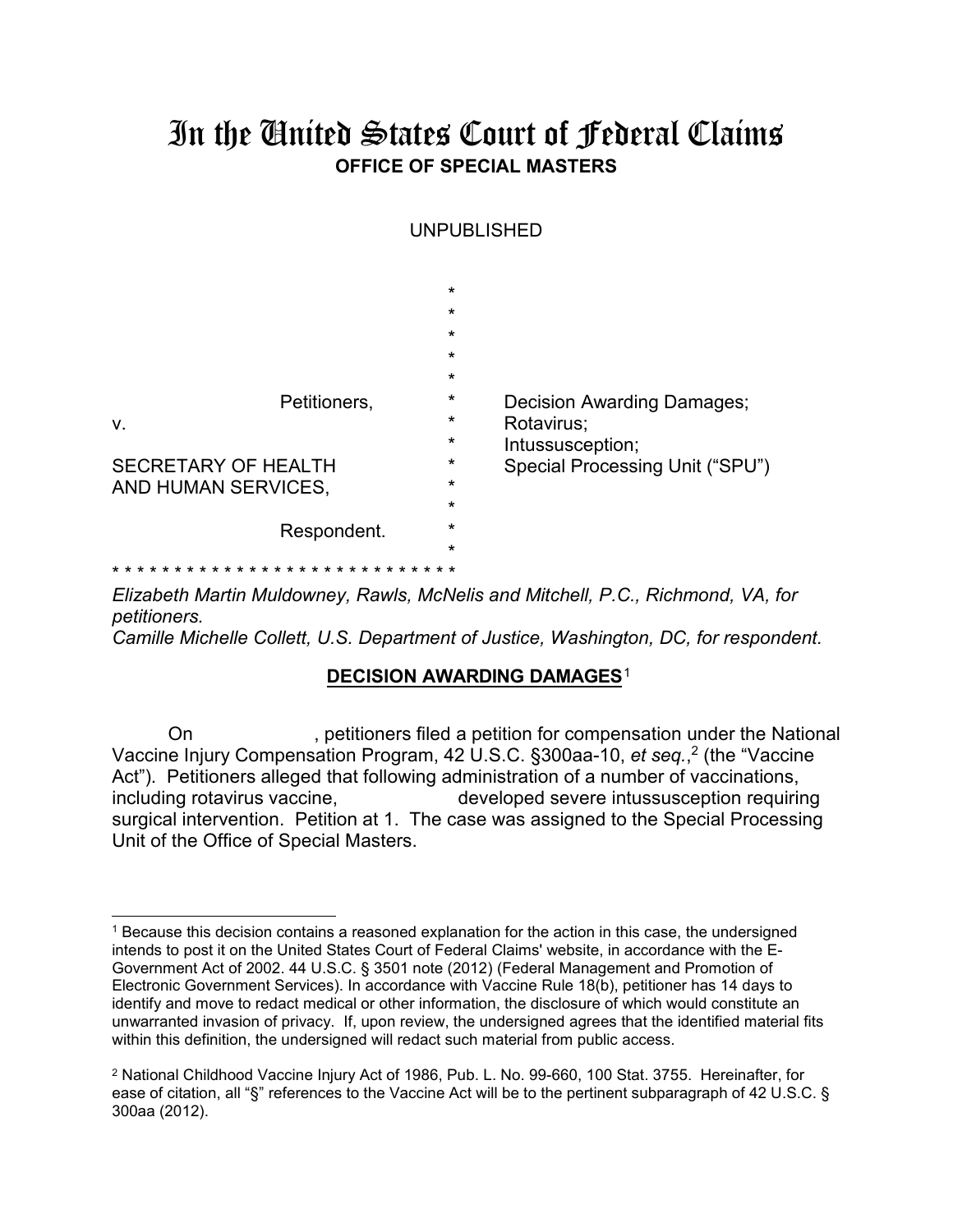# In the United States Court of Federal Claims
**OFFICE OF SPECIAL MASTERS**

UNPUBLISHED

| | | |
|---|---|---|
| Petitioners, | * | Decision Awarding Damages; |
| v. | * | Rotavirus; |
| | * | Intussusception; |
| SECRETARY OF HEALTH AND HUMAN SERVICES, | * | Special Processing Unit ("SPU") |
| Respondent. | * | |

* * * * * * * * * * * * * * * * * * * * * * * * * * * *

*Elizabeth Martin Muldowney, Rawls, McNelis and Mitchell, P.C., Richmond, VA, for petitioners.*
*Camille Michelle Collett, U.S. Department of Justice, Washington, DC, for respondent.*

**DECISION AWARDING DAMAGES**[1]

On , petitioners filed a petition for compensation under the National Vaccine Injury Compensation Program, 42 U.S.C. §300aa-10, *et seq.*,[2] (the "Vaccine Act"). Petitioners alleged that following administration of a number of vaccinations, including rotavirus vaccine, developed severe intussusception requiring surgical intervention. Petition at 1. The case was assigned to the Special Processing Unit of the Office of Special Masters.

---

[1] Because this decision contains a reasoned explanation for the action in this case, the undersigned intends to post it on the United States Court of Federal Claims' website, in accordance with the E-Government Act of 2002. 44 U.S.C. § 3501 note (2012) (Federal Management and Promotion of Electronic Government Services). In accordance with Vaccine Rule 18(b), petitioner has 14 days to identify and move to redact medical or other information, the disclosure of which would constitute an unwarranted invasion of privacy. If, upon review, the undersigned agrees that the identified material fits within this definition, the undersigned will redact such material from public access.

[2] National Childhood Vaccine Injury Act of 1986, Pub. L. No. 99-660, 100 Stat. 3755. Hereinafter, for ease of citation, all "§" references to the Vaccine Act will be to the pertinent subparagraph of 42 U.S.C. § 300aa (2012).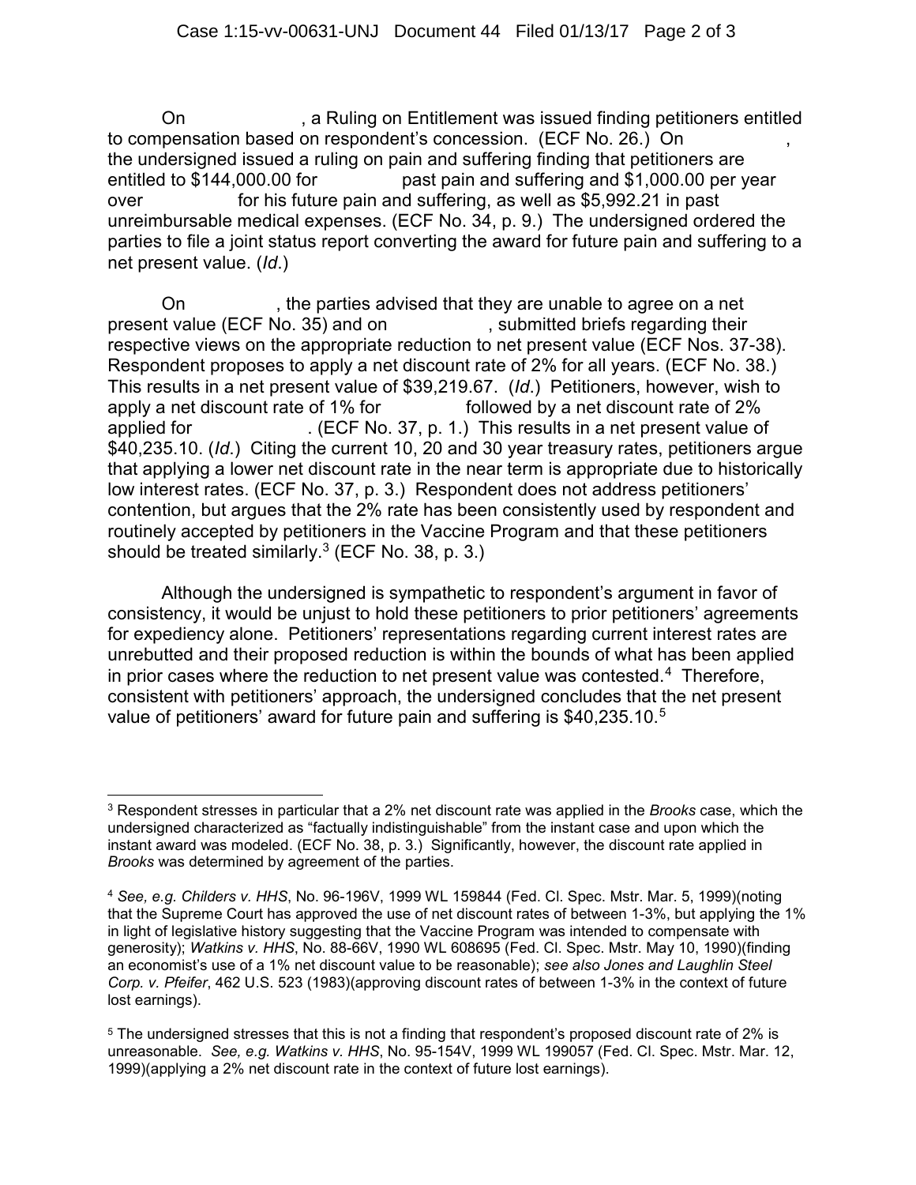On , a Ruling on Entitlement was issued finding petitioners entitled to compensation based on respondent's concession. (ECF No. 26.) On , the undersigned issued a ruling on pain and suffering finding that petitioners are entitled to $144,000.00 for past pain and suffering and $1,000.00 per year over for his future pain and suffering, as well as $5,992.21 in past unreimbursable medical expenses. (ECF No. 34, p. 9.) The undersigned ordered the parties to file a joint status report converting the award for future pain and suffering to a net present value. (*Id*.)

On , the parties advised that they are unable to agree on a net present value (ECF No. 35) and on , submitted briefs regarding their respective views on the appropriate reduction to net present value (ECF Nos. 37-38). Respondent proposes to apply a net discount rate of 2% for all years. (ECF No. 38.) This results in a net present value of $39,219.67. (*Id*.) Petitioners, however, wish to apply a net discount rate of 1% for followed by a net discount rate of 2% applied for . (ECF No. 37, p. 1.) This results in a net present value of $40,235.10. (*Id*.) Citing the current 10, 20 and 30 year treasury rates, petitioners argue that applying a lower net discount rate in the near term is appropriate due to historically low interest rates. (ECF No. 37, p. 3.) Respondent does not address petitioners' contention, but argues that the 2% rate has been consistently used by respondent and routinely accepted by petitioners in the Vaccine Program and that these petitioners should be treated similarly.[3] (ECF No. 38, p. 3.)

Although the undersigned is sympathetic to respondent's argument in favor of consistency, it would be unjust to hold these petitioners to prior petitioners' agreements for expediency alone. Petitioners' representations regarding current interest rates are unrebutted and their proposed reduction is within the bounds of what has been applied in prior cases where the reduction to net present value was contested.[4] Therefore, consistent with petitioners' approach, the undersigned concludes that the net present value of petitioners' award for future pain and suffering is $40,235.10.[5]

---

[3] Respondent stresses in particular that a 2% net discount rate was applied in the *Brooks* case, which the undersigned characterized as "factually indistinguishable" from the instant case and upon which the instant award was modeled. (ECF No. 38, p. 3.) Significantly, however, the discount rate applied in *Brooks* was determined by agreement of the parties.

[4] *See, e.g. Childers v. HHS*, No. 96-196V, 1999 WL 159844 (Fed. Cl. Spec. Mstr. Mar. 5, 1999)(noting that the Supreme Court has approved the use of net discount rates of between 1-3%, but applying the 1% in light of legislative history suggesting that the Vaccine Program was intended to compensate with generosity); *Watkins v. HHS*, No. 88-66V, 1990 WL 608695 (Fed. Cl. Spec. Mstr. May 10, 1990)(finding an economist's use of a 1% net discount value to be reasonable); *see also Jones and Laughlin Steel Corp. v. Pfeifer*, 462 U.S. 523 (1983)(approving discount rates of between 1-3% in the context of future lost earnings).

[5] The undersigned stresses that this is not a finding that respondent's proposed discount rate of 2% is unreasonable. *See, e.g. Watkins v. HHS*, No. 95-154V, 1999 WL 199057 (Fed. Cl. Spec. Mstr. Mar. 12, 1999)(applying a 2% net discount rate in the context of future lost earnings).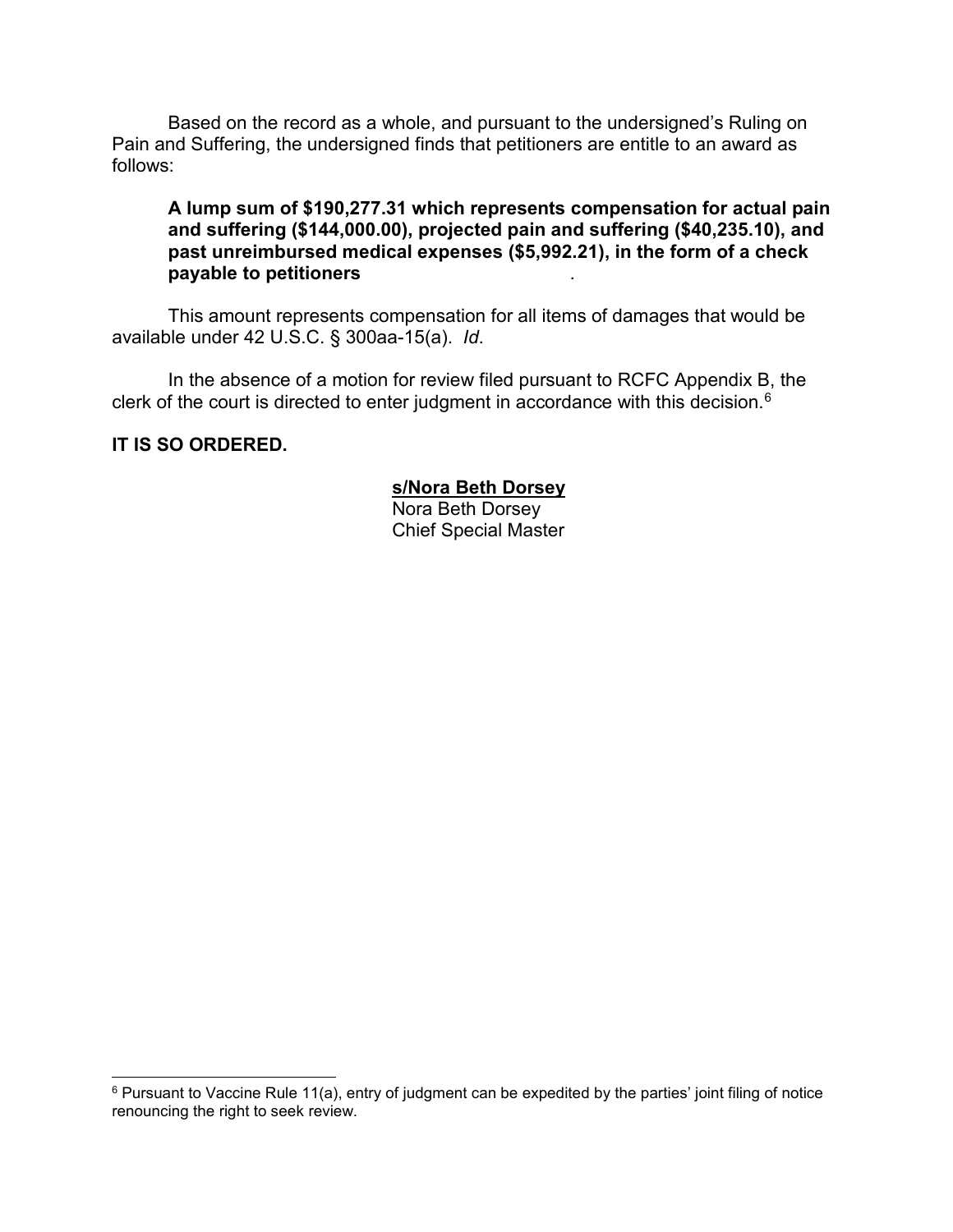Based on the record as a whole, and pursuant to the undersigned's Ruling on Pain and Suffering, the undersigned finds that petitioners are entitle to an award as follows:

> **A lump sum of $190,277.31 which represents compensation for actual pain and suffering ($144,000.00), projected pain and suffering ($40,235.10), and past unreimbursed medical expenses ($5,992.21), in the form of a check payable to petitioners** .

This amount represents compensation for all items of damages that would be available under 42 U.S.C. § 300aa-15(a). *Id*.

In the absence of a motion for review filed pursuant to RCFC Appendix B, the clerk of the court is directed to enter judgment in accordance with this decision.[6]

**IT IS SO ORDERED.**

**s/Nora Beth Dorsey**
Nora Beth Dorsey
Chief Special Master

---

[6] Pursuant to Vaccine Rule 11(a), entry of judgment can be expedited by the parties' joint filing of notice renouncing the right to seek review.